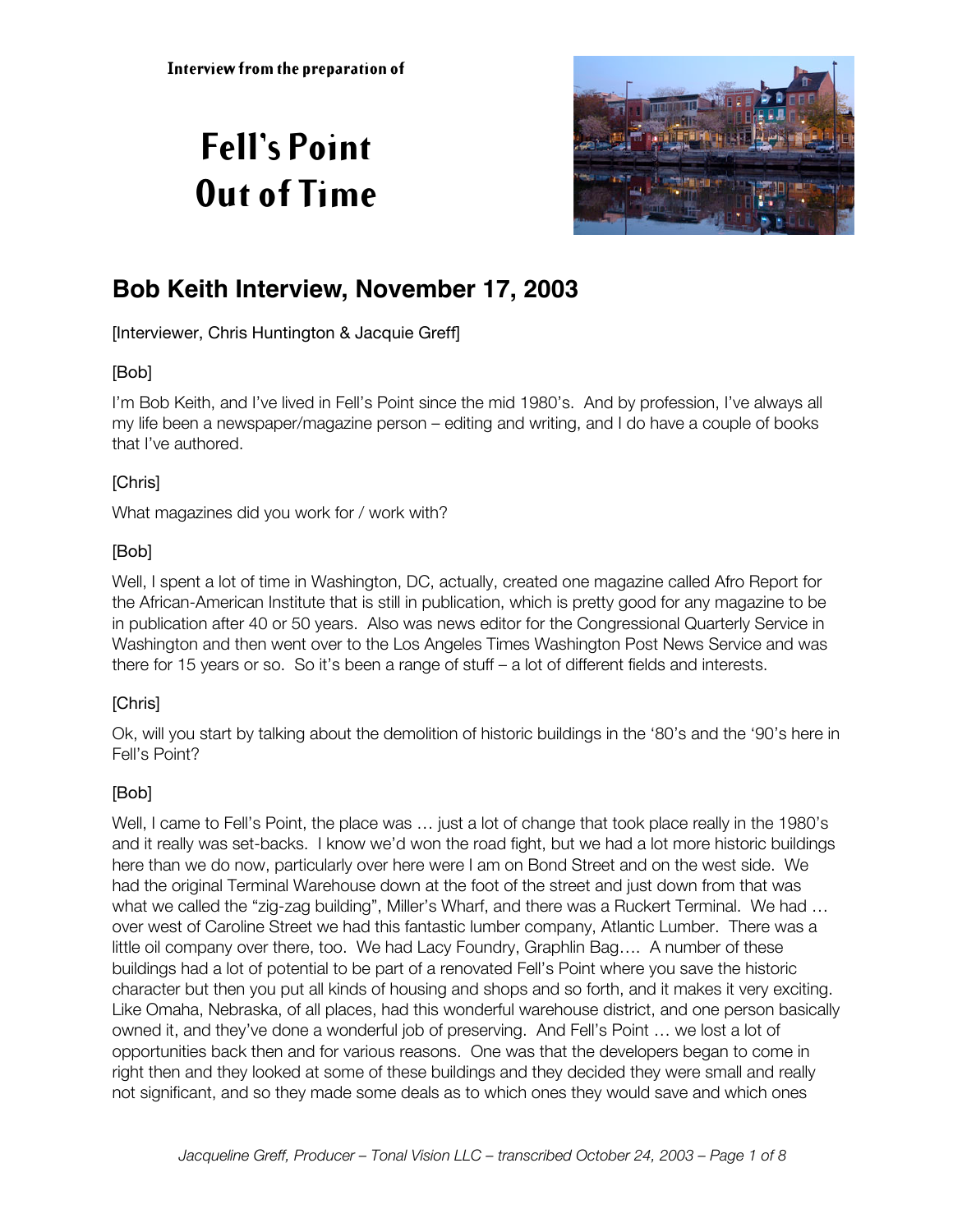Interview from the preparation of

# Fell's Point Out of Time

## Bob Keith Interview, November 17, 2003

[Interviewer, Chris Huntington & Jacquie Greff]

[Bob]

I'm Bob Keith, and I've lived in Fell's Point since the mid 1980's. And by profession, I've always all my life been a newspaper/magazine person – editing and writing, and I do have a couple of books that I've authored.

[Chris]

What magazines did you work for / work with?

[Bob]

Well, I spent a lot of time in Washington, DC, actually, created one magazine called Afro Report for the African-American Institute that is still in publication, which is pretty good for any magazine to be in publication after 40 or 50 years. Also was news editor for the Congressional Quarterly Service in Washington and then went over to the Los Angeles Times Washington Post News Service and was there for 15 years or so. So it's been a range of stuff – a lot of different fields and interests.

[Chris]

Ok, will you start by talking about the demolition of historic buildings in the '80's and the '90's here in Fell's Point?

[Bob]

Well, I came to Fell's Point, the place was … just a lot of change that took place really in the 1980's and it really was set-backs. I know we'd won the road fight, but we had a lot more historic buildings here than we do now, particularly over here were I am on Bond Street and on the west side. We had the original Terminal Warehouse down at the foot of the street and just down from that was what we called the "zig-zag building", Miller's Wharf, and there was a Ruckert Terminal. We had … over west of Caroline Street we had this fantastic lumber company, Atlantic Lumber. There was a little oil company over there, too. We had Lacy Foundry, Graphlin Bag…. A number of these buildings had a lot of potential to be part of a renovated Fell's Point where you save the historic character but then you put all kinds of housing and shops and so forth, and it makes it very exciting. Like Omaha, Nebraska, of all places, had this wonderful warehouse district, and one person basically owned it, and they've done a wonderful job of preserving. And Fell's Point … we lost a lot of opportunities back then and for various reasons. One was that the developers began to come in right then and they looked at some of these buildings and they decided they were small and really not significant, and so they made some deals as to which ones they would save and which ones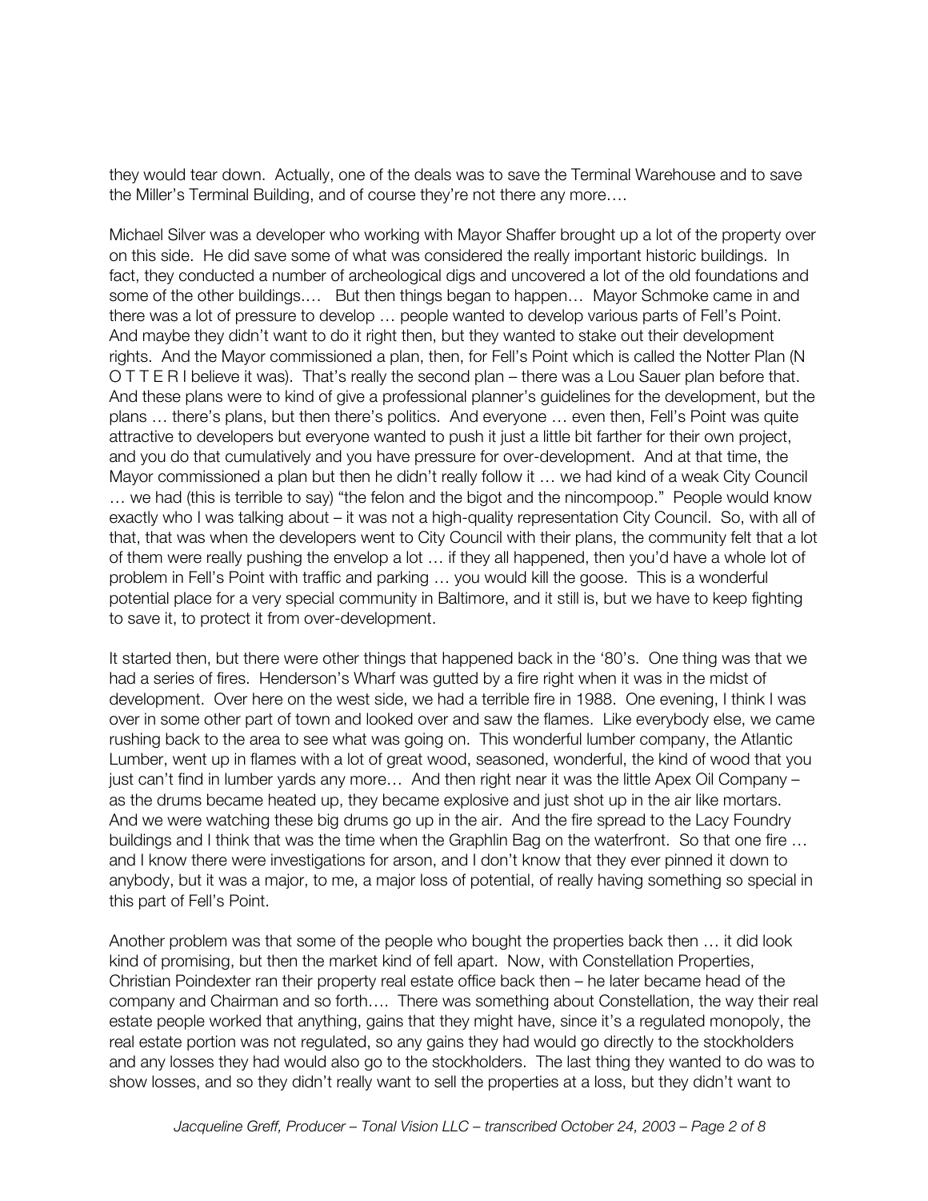they would tear down. Actually, one of the deals was to save the Terminal Warehouse and to save the Miller's Terminal Building, and of course they're not there any more….

Michael Silver was a developer who working with Mayor Shaffer brought up a lot of the property over on this side. He did save some of what was considered the really important historic buildings. In fact, they conducted a number of archeological digs and uncovered a lot of the old foundations and some of the other buildings.… But then things began to happen… Mayor Schmoke came in and there was a lot of pressure to develop … people wanted to develop various parts of Fell's Point. And maybe they didn't want to do it right then, but they wanted to stake out their development rights. And the Mayor commissioned a plan, then, for Fell's Point which is called the Notter Plan (N O T T E R I believe it was). That's really the second plan – there was a Lou Sauer plan before that. And these plans were to kind of give a professional planner's guidelines for the development, but the plans … there's plans, but then there's politics. And everyone … even then, Fell's Point was quite attractive to developers but everyone wanted to push it just a little bit farther for their own project, and you do that cumulatively and you have pressure for over-development. And at that time, the Mayor commissioned a plan but then he didn't really follow it … we had kind of a weak City Council … we had (this is terrible to say) "the felon and the bigot and the nincompoop." People would know exactly who I was talking about – it was not a high-quality representation City Council. So, with all of that, that was when the developers went to City Council with their plans, the community felt that a lot of them were really pushing the envelop a lot … if they all happened, then you'd have a whole lot of problem in Fell's Point with traffic and parking … you would kill the goose. This is a wonderful potential place for a very special community in Baltimore, and it still is, but we have to keep fighting to save it, to protect it from over-development.

It started then, but there were other things that happened back in the '80's. One thing was that we had a series of fires. Henderson's Wharf was gutted by a fire right when it was in the midst of development. Over here on the west side, we had a terrible fire in 1988. One evening, I think I was over in some other part of town and looked over and saw the flames. Like everybody else, we came rushing back to the area to see what was going on. This wonderful lumber company, the Atlantic Lumber, went up in flames with a lot of great wood, seasoned, wonderful, the kind of wood that you just can't find in lumber yards any more… And then right near it was the little Apex Oil Company – as the drums became heated up, they became explosive and just shot up in the air like mortars. And we were watching these big drums go up in the air. And the fire spread to the Lacy Foundry buildings and I think that was the time when the Graphlin Bag on the waterfront. So that one fire … and I know there were investigations for arson, and I don't know that they ever pinned it down to anybody, but it was a major, to me, a major loss of potential, of really having something so special in this part of Fell's Point.

Another problem was that some of the people who bought the properties back then … it did look kind of promising, but then the market kind of fell apart. Now, with Constellation Properties, Christian Poindexter ran their property real estate office back then – he later became head of the company and Chairman and so forth…. There was something about Constellation, the way their real estate people worked that anything, gains that they might have, since it's a regulated monopoly, the real estate portion was not regulated, so any gains they had would go directly to the stockholders and any losses they had would also go to the stockholders. The last thing they wanted to do was to show losses, and so they didn't really want to sell the properties at a loss, but they didn't want to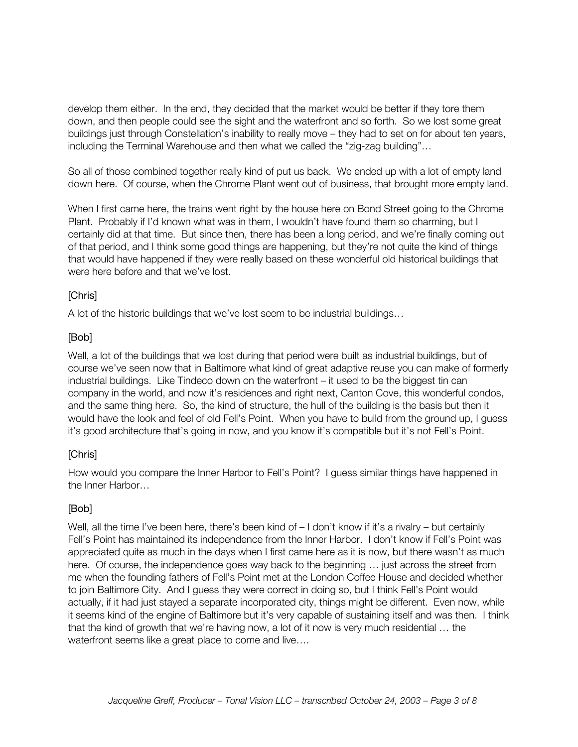develop them either. In the end, they decided that the market would be better if they tore them down, and then people could see the sight and the waterfront and so forth. So we lost some great buildings just through Constellation's inability to really move – they had to set on for about ten years, including the Terminal Warehouse and then what we called the "zig-zag building"…

So all of those combined together really kind of put us back. We ended up with a lot of empty land down here. Of course, when the Chrome Plant went out of business, that brought more empty land.

When I first came here, the trains went right by the house here on Bond Street going to the Chrome Plant. Probably if I'd known what was in them, I wouldn't have found them so charming, but I certainly did at that time. But since then, there has been a long period, and we're finally coming out of that period, and I think some good things are happening, but they're not quite the kind of things that would have happened if they were really based on these wonderful old historical buildings that were here before and that we've lost.

[Chris]

A lot of the historic buildings that we've lost seem to be industrial buildings…

[Bob]

Well, a lot of the buildings that we lost during that period were built as industrial buildings, but of course we've seen now that in Baltimore what kind of great adaptive reuse you can make of formerly industrial buildings. Like Tindeco down on the waterfront – it used to be the biggest tin can company in the world, and now it's residences and right next, Canton Cove, this wonderful condos, and the same thing here. So, the kind of structure, the hull of the building is the basis but then it would have the look and feel of old Fell's Point. When you have to build from the ground up, I guess it's good architecture that's going in now, and you know it's compatible but it's not Fell's Point.

[Chris]

How would you compare the Inner Harbor to Fell's Point? I guess similar things have happened in the Inner Harbor…

[Bob]

Well, all the time I've been here, there's been kind of – I don't know if it's a rivalry – but certainly Fell's Point has maintained its independence from the Inner Harbor. I don't know if Fell's Point was appreciated quite as much in the days when I first came here as it is now, but there wasn't as much here. Of course, the independence goes way back to the beginning … just across the street from me when the founding fathers of Fell's Point met at the London Coffee House and decided whether to join Baltimore City. And I guess they were correct in doing so, but I think Fell's Point would actually, if it had just stayed a separate incorporated city, things might be different. Even now, while it seems kind of the engine of Baltimore but it's very capable of sustaining itself and was then. I think that the kind of growth that we're having now, a lot of it now is very much residential … the waterfront seems like a great place to come and live….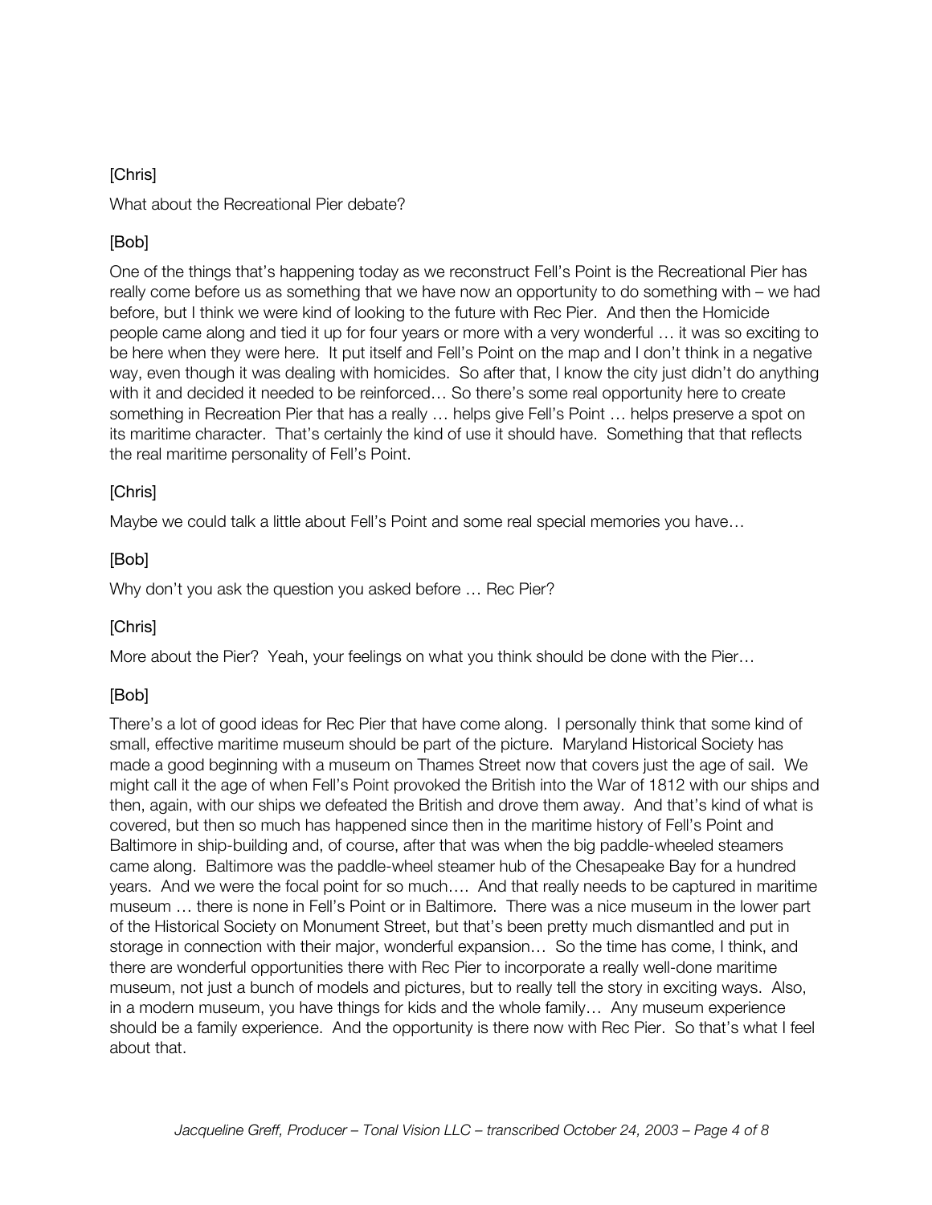[Chris]

What about the Recreational Pier debate?

[Bob]

One of the things that's happening today as we reconstruct Fell's Point is the Recreational Pier has really come before us as something that we have now an opportunity to do something with – we had before, but I think we were kind of looking to the future with Rec Pier. And then the Homicide people came along and tied it up for four years or more with a very wonderful … it was so exciting to be here when they were here. It put itself and Fell's Point on the map and I don't think in a negative way, even though it was dealing with homicides. So after that, I know the city just didn't do anything with it and decided it needed to be reinforced… So there's some real opportunity here to create something in Recreation Pier that has a really … helps give Fell's Point … helps preserve a spot on its maritime character. That's certainly the kind of use it should have. Something that that reflects the real maritime personality of Fell's Point.

[Chris]

Maybe we could talk a little about Fell's Point and some real special memories you have…

[Bob]

Why don't you ask the question you asked before … Rec Pier?

[Chris]

More about the Pier? Yeah, your feelings on what you think should be done with the Pier…

[Bob]

There's a lot of good ideas for Rec Pier that have come along. I personally think that some kind of small, effective maritime museum should be part of the picture. Maryland Historical Society has made a good beginning with a museum on Thames Street now that covers just the age of sail. We might call it the age of when Fell's Point provoked the British into the War of 1812 with our ships and then, again, with our ships we defeated the British and drove them away. And that's kind of what is covered, but then so much has happened since then in the maritime history of Fell's Point and Baltimore in ship-building and, of course, after that was when the big paddle-wheeled steamers came along. Baltimore was the paddle-wheel steamer hub of the Chesapeake Bay for a hundred years. And we were the focal point for so much…. And that really needs to be captured in maritime museum … there is none in Fell's Point or in Baltimore. There was a nice museum in the lower part of the Historical Society on Monument Street, but that's been pretty much dismantled and put in storage in connection with their major, wonderful expansion… So the time has come, I think, and there are wonderful opportunities there with Rec Pier to incorporate a really well-done maritime museum, not just a bunch of models and pictures, but to really tell the story in exciting ways. Also, in a modern museum, you have things for kids and the whole family… Any museum experience should be a family experience. And the opportunity is there now with Rec Pier. So that's what I feel about that.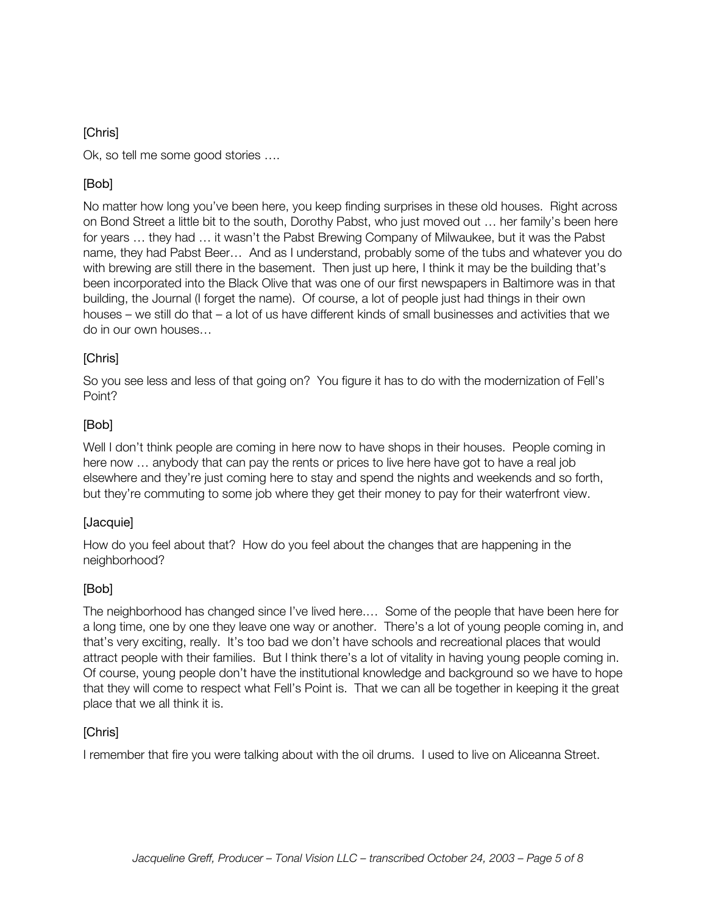[Chris]

Ok, so tell me some good stories ….

[Bob]

No matter how long you've been here, you keep finding surprises in these old houses. Right across on Bond Street a little bit to the south, Dorothy Pabst, who just moved out … her family's been here for years … they had … it wasn't the Pabst Brewing Company of Milwaukee, but it was the Pabst name, they had Pabst Beer… And as I understand, probably some of the tubs and whatever you do with brewing are still there in the basement. Then just up here, I think it may be the building that's been incorporated into the Black Olive that was one of our first newspapers in Baltimore was in that building, the Journal (I forget the name). Of course, a lot of people just had things in their own houses – we still do that – a lot of us have different kinds of small businesses and activities that we do in our own houses…

[Chris]

So you see less and less of that going on? You figure it has to do with the modernization of Fell's Point?

[Bob]

Well I don't think people are coming in here now to have shops in their houses. People coming in here now … anybody that can pay the rents or prices to live here have got to have a real job elsewhere and they're just coming here to stay and spend the nights and weekends and so forth, but they're commuting to some job where they get their money to pay for their waterfront view.

[Jacquie]

How do you feel about that? How do you feel about the changes that are happening in the neighborhood?

[Bob]

The neighborhood has changed since I've lived here.… Some of the people that have been here for a long time, one by one they leave one way or another. There's a lot of young people coming in, and that's very exciting, really. It's too bad we don't have schools and recreational places that would attract people with their families. But I think there's a lot of vitality in having young people coming in. Of course, young people don't have the institutional knowledge and background so we have to hope that they will come to respect what Fell's Point is. That we can all be together in keeping it the great place that we all think it is.

[Chris]

I remember that fire you were talking about with the oil drums. I used to live on Aliceanna Street.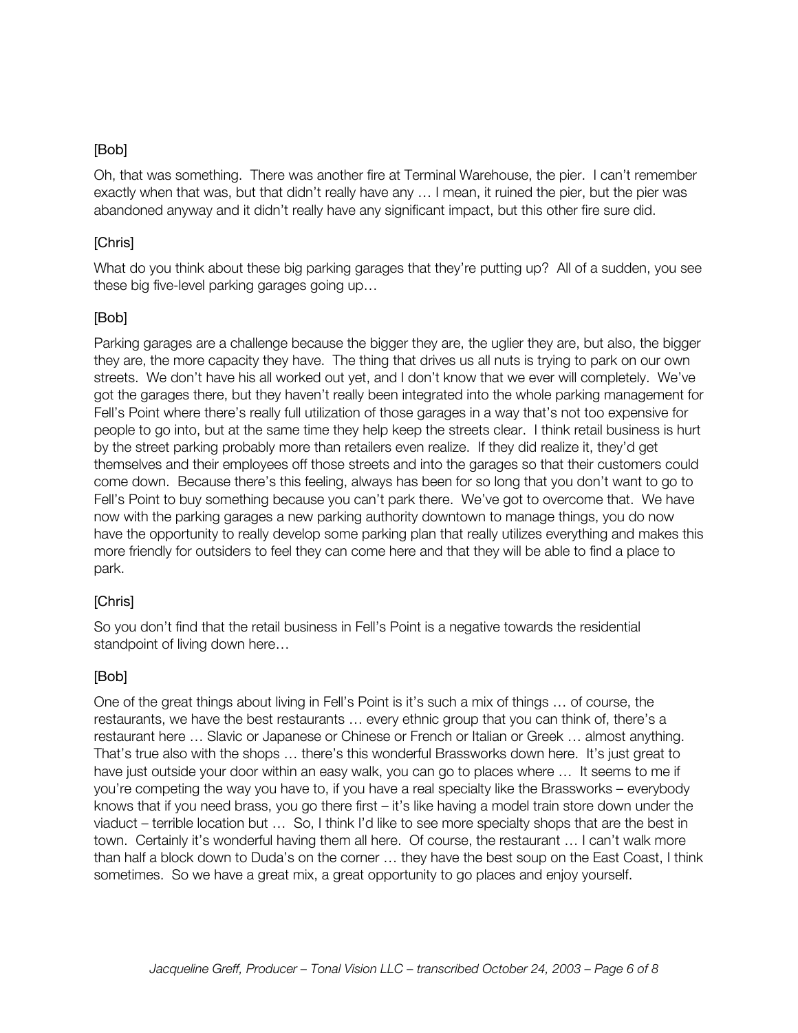[Bob]

Oh, that was something. There was another fire at Terminal Warehouse, the pier. I can't remember exactly when that was, but that didn't really have any … I mean, it ruined the pier, but the pier was abandoned anyway and it didn't really have any significant impact, but this other fire sure did.

[Chris]

What do you think about these big parking garages that they're putting up? All of a sudden, you see these big five-level parking garages going up…

[Bob]

Parking garages are a challenge because the bigger they are, the uglier they are, but also, the bigger they are, the more capacity they have. The thing that drives us all nuts is trying to park on our own streets. We don't have his all worked out yet, and I don't know that we ever will completely. We've got the garages there, but they haven't really been integrated into the whole parking management for Fell's Point where there's really full utilization of those garages in a way that's not too expensive for people to go into, but at the same time they help keep the streets clear. I think retail business is hurt by the street parking probably more than retailers even realize. If they did realize it, they'd get themselves and their employees off those streets and into the garages so that their customers could come down. Because there's this feeling, always has been for so long that you don't want to go to Fell's Point to buy something because you can't park there. We've got to overcome that. We have now with the parking garages a new parking authority downtown to manage things, you do now have the opportunity to really develop some parking plan that really utilizes everything and makes this more friendly for outsiders to feel they can come here and that they will be able to find a place to park.

[Chris]

So you don't find that the retail business in Fell's Point is a negative towards the residential standpoint of living down here…

[Bob]

One of the great things about living in Fell's Point is it's such a mix of things … of course, the restaurants, we have the best restaurants … every ethnic group that you can think of, there's a restaurant here … Slavic or Japanese or Chinese or French or Italian or Greek … almost anything. That's true also with the shops … there's this wonderful Brassworks down here. It's just great to have just outside your door within an easy walk, you can go to places where … It seems to me if you're competing the way you have to, if you have a real specialty like the Brassworks – everybody knows that if you need brass, you go there first – it's like having a model train store down under the viaduct – terrible location but … So, I think I'd like to see more specialty shops that are the best in town. Certainly it's wonderful having them all here. Of course, the restaurant … I can't walk more than half a block down to Duda's on the corner … they have the best soup on the East Coast, I think sometimes. So we have a great mix, a great opportunity to go places and enjoy yourself.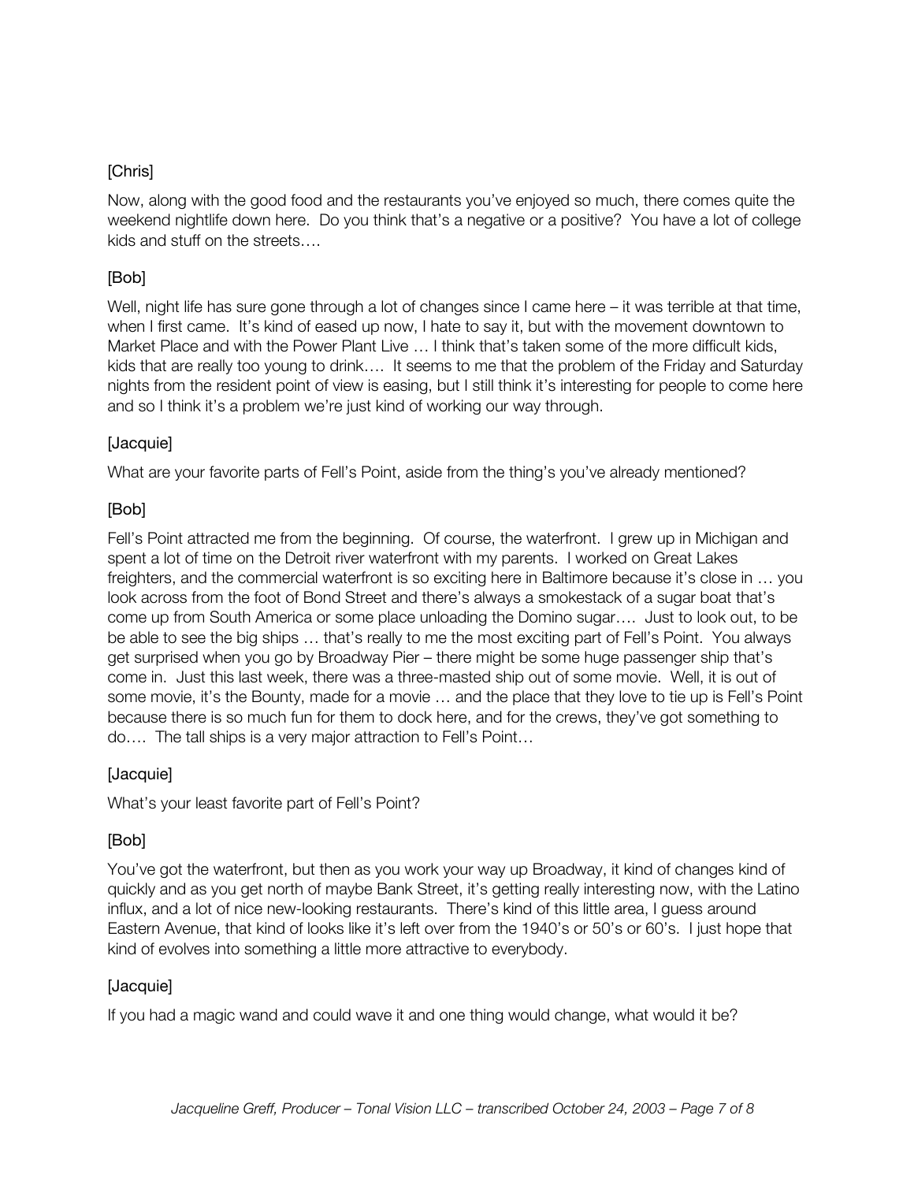[Chris]

Now, along with the good food and the restaurants you've enjoyed so much, there comes quite the weekend nightlife down here. Do you think that's a negative or a positive? You have a lot of college kids and stuff on the streets….

[Bob]

Well, night life has sure gone through a lot of changes since I came here – it was terrible at that time, when I first came. It's kind of eased up now, I hate to say it, but with the movement downtown to Market Place and with the Power Plant Live … I think that's taken some of the more difficult kids, kids that are really too young to drink…. It seems to me that the problem of the Friday and Saturday nights from the resident point of view is easing, but I still think it's interesting for people to come here and so I think it's a problem we're just kind of working our way through.

[Jacquie]

What are your favorite parts of Fell's Point, aside from the thing's you've already mentioned?

[Bob]

Fell's Point attracted me from the beginning. Of course, the waterfront. I grew up in Michigan and spent a lot of time on the Detroit river waterfront with my parents. I worked on Great Lakes freighters, and the commercial waterfront is so exciting here in Baltimore because it's close in … you look across from the foot of Bond Street and there's always a smokestack of a sugar boat that's come up from South America or some place unloading the Domino sugar…. Just to look out, to be be able to see the big ships … that's really to me the most exciting part of Fell's Point. You always get surprised when you go by Broadway Pier – there might be some huge passenger ship that's come in. Just this last week, there was a three-masted ship out of some movie. Well, it is out of some movie, it's the Bounty, made for a movie … and the place that they love to tie up is Fell's Point because there is so much fun for them to dock here, and for the crews, they've got something to do…. The tall ships is a very major attraction to Fell's Point…

[Jacquie]

What's your least favorite part of Fell's Point?

[Bob]

You've got the waterfront, but then as you work your way up Broadway, it kind of changes kind of quickly and as you get north of maybe Bank Street, it's getting really interesting now, with the Latino influx, and a lot of nice new-looking restaurants. There's kind of this little area, I guess around Eastern Avenue, that kind of looks like it's left over from the 1940's or 50's or 60's. I just hope that kind of evolves into something a little more attractive to everybody.

[Jacquie]

If you had a magic wand and could wave it and one thing would change, what would it be?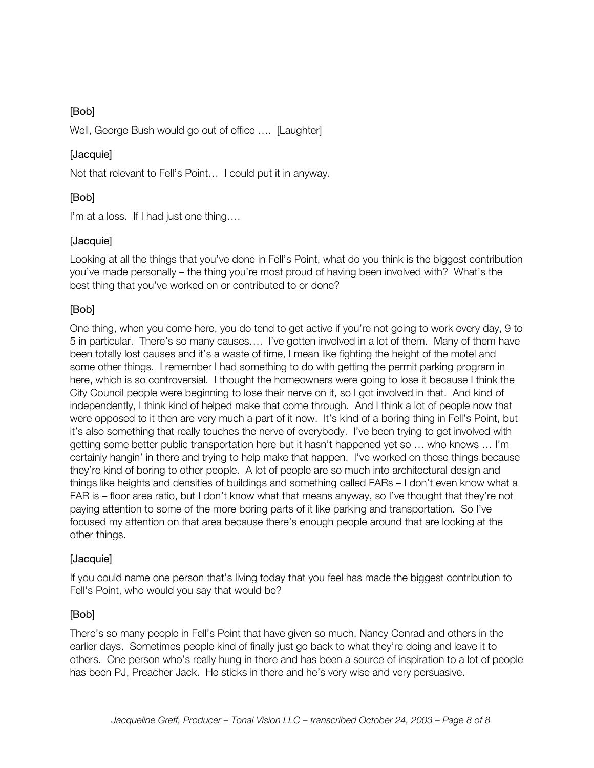[Bob]

Well, George Bush would go out of office …. [Laughter]

[Jacquie]

Not that relevant to Fell's Point… I could put it in anyway.

[Bob]

I'm at a loss. If I had just one thing….

[Jacquie]

Looking at all the things that you've done in Fell's Point, what do you think is the biggest contribution you've made personally – the thing you're most proud of having been involved with? What's the best thing that you've worked on or contributed to or done?

[Bob]

One thing, when you come here, you do tend to get active if you're not going to work every day, 9 to 5 in particular. There's so many causes…. I've gotten involved in a lot of them. Many of them have been totally lost causes and it's a waste of time, I mean like fighting the height of the motel and some other things. I remember I had something to do with getting the permit parking program in here, which is so controversial. I thought the homeowners were going to lose it because I think the City Council people were beginning to lose their nerve on it, so I got involved in that. And kind of independently, I think kind of helped make that come through. And I think a lot of people now that were opposed to it then are very much a part of it now. It's kind of a boring thing in Fell's Point, but it's also something that really touches the nerve of everybody. I've been trying to get involved with getting some better public transportation here but it hasn't happened yet so … who knows … I'm certainly hangin' in there and trying to help make that happen. I've worked on those things because they're kind of boring to other people. A lot of people are so much into architectural design and things like heights and densities of buildings and something called FARs – I don't even know what a FAR is – floor area ratio, but I don't know what that means anyway, so I've thought that they're not paying attention to some of the more boring parts of it like parking and transportation. So I've focused my attention on that area because there's enough people around that are looking at the other things.

[Jacquie]

If you could name one person that's living today that you feel has made the biggest contribution to Fell's Point, who would you say that would be?

[Bob]

There's so many people in Fell's Point that have given so much, Nancy Conrad and others in the earlier days. Sometimes people kind of finally just go back to what they're doing and leave it to others. One person who's really hung in there and has been a source of inspiration to a lot of people has been PJ, Preacher Jack. He sticks in there and he's very wise and very persuasive.